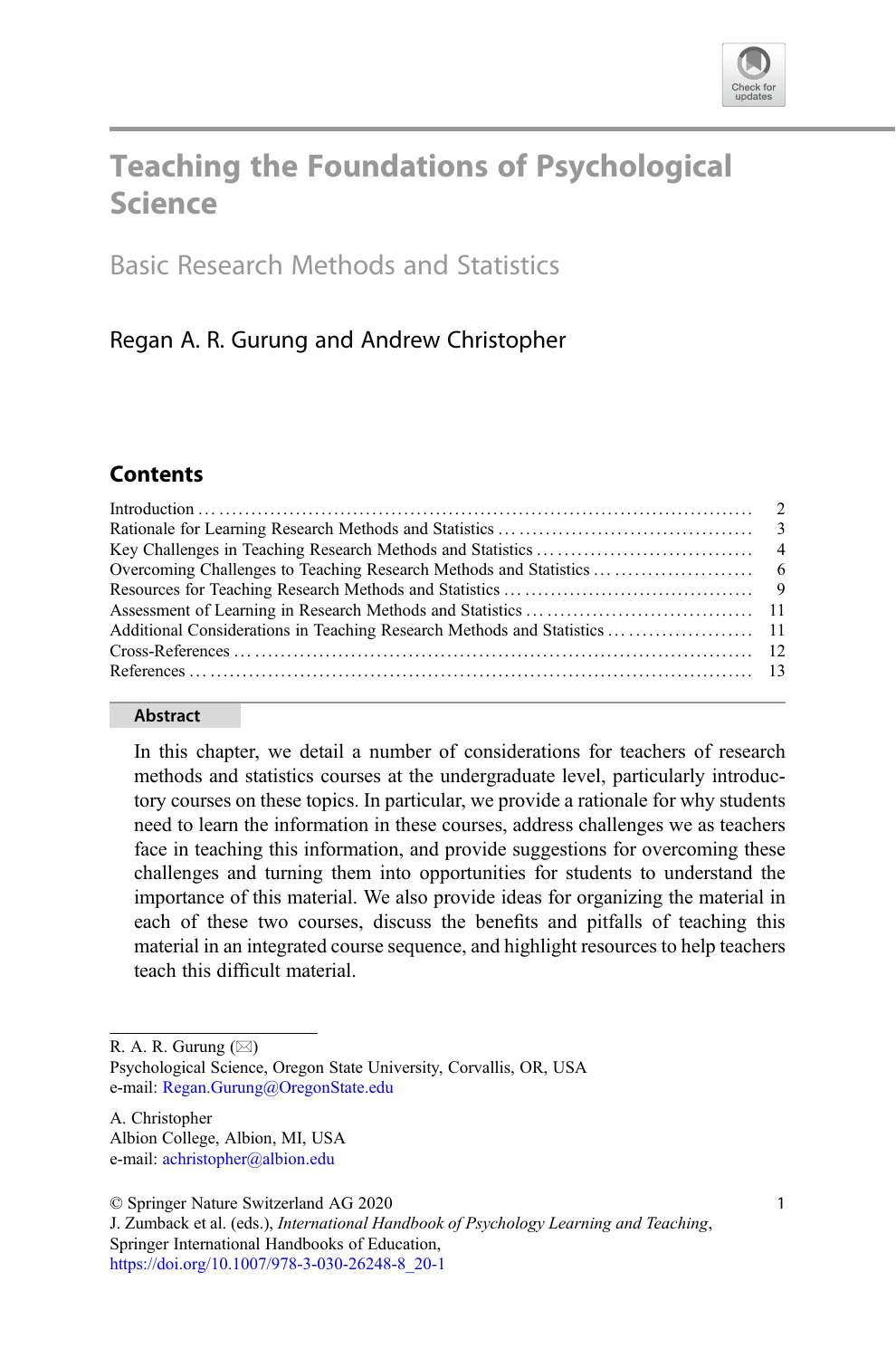# Teaching the Foundations of Psychological Science

## Basic Research Methods and Statistics

Regan A. R. Gurung and Andrew Christopher

## Contents

| | |
|---|---|
| Introduction | 2 |
| Rationale for Learning Research Methods and Statistics | 3 |
| Key Challenges in Teaching Research Methods and Statistics | 4 |
| Overcoming Challenges to Teaching Research Methods and Statistics | 6 |
| Resources for Teaching Research Methods and Statistics | 9 |
| Assessment of Learning in Research Methods and Statistics | 11 |
| Additional Considerations in Teaching Research Methods and Statistics | 11 |
| Cross-References | 12 |
| References | 13 |

**Abstract**

In this chapter, we detail a number of considerations for teachers of research methods and statistics courses at the undergraduate level, particularly introductory courses on these topics. In particular, we provide a rationale for why students need to learn the information in these courses, address challenges we as teachers face in teaching this information, and provide suggestions for overcoming these challenges and turning them into opportunities for students to understand the importance of this material. We also provide ideas for organizing the material in each of these two courses, discuss the benefits and pitfalls of teaching this material in an integrated course sequence, and highlight resources to help teachers teach this difficult material.

---

R. A. R. Gurung (✉)
Psychological Science, Oregon State University, Corvallis, OR, USA
e-mail: Regan.Gurung@OregonState.edu

A. Christopher
Albion College, Albion, MI, USA
e-mail: achristopher@albion.edu

© Springer Nature Switzerland AG 2020
J. Zumback et al. (eds.), *International Handbook of Psychology Learning and Teaching*, Springer International Handbooks of Education,
https://doi.org/10.1007/978-3-030-26248-8_20-1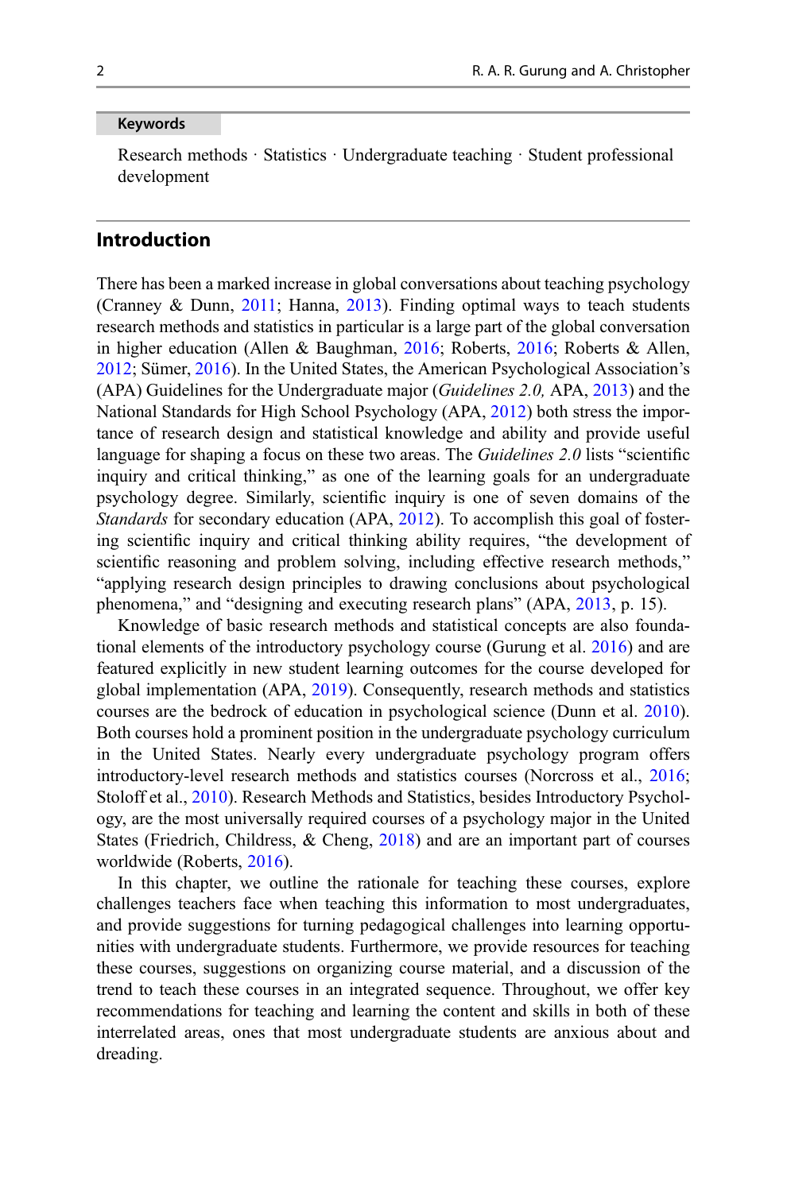**Keywords**

Research methods · Statistics · Undergraduate teaching · Student professional development

## Introduction

There has been a marked increase in global conversations about teaching psychology (Cranney & Dunn, 2011; Hanna, 2013). Finding optimal ways to teach students research methods and statistics in particular is a large part of the global conversation in higher education (Allen & Baughman, 2016; Roberts, 2016; Roberts & Allen, 2012; Sümer, 2016). In the United States, the American Psychological Association's (APA) Guidelines for the Undergraduate major (*Guidelines 2.0,* APA, 2013) and the National Standards for High School Psychology (APA, 2012) both stress the importance of research design and statistical knowledge and ability and provide useful language for shaping a focus on these two areas. The *Guidelines 2.0* lists "scientific inquiry and critical thinking," as one of the learning goals for an undergraduate psychology degree. Similarly, scientific inquiry is one of seven domains of the *Standards* for secondary education (APA, 2012). To accomplish this goal of fostering scientific inquiry and critical thinking ability requires, "the development of scientific reasoning and problem solving, including effective research methods," "applying research design principles to drawing conclusions about psychological phenomena," and "designing and executing research plans" (APA, 2013, p. 15).

Knowledge of basic research methods and statistical concepts are also foundational elements of the introductory psychology course (Gurung et al. 2016) and are featured explicitly in new student learning outcomes for the course developed for global implementation (APA, 2019). Consequently, research methods and statistics courses are the bedrock of education in psychological science (Dunn et al. 2010). Both courses hold a prominent position in the undergraduate psychology curriculum in the United States. Nearly every undergraduate psychology program offers introductory-level research methods and statistics courses (Norcross et al., 2016; Stoloff et al., 2010). Research Methods and Statistics, besides Introductory Psychology, are the most universally required courses of a psychology major in the United States (Friedrich, Childress, & Cheng, 2018) and are an important part of courses worldwide (Roberts, 2016).

In this chapter, we outline the rationale for teaching these courses, explore challenges teachers face when teaching this information to most undergraduates, and provide suggestions for turning pedagogical challenges into learning opportunities with undergraduate students. Furthermore, we provide resources for teaching these courses, suggestions on organizing course material, and a discussion of the trend to teach these courses in an integrated sequence. Throughout, we offer key recommendations for teaching and learning the content and skills in both of these interrelated areas, ones that most undergraduate students are anxious about and dreading.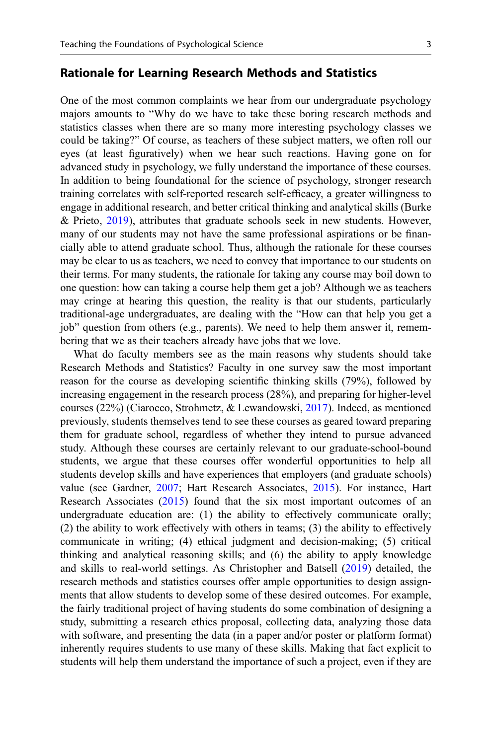## Rationale for Learning Research Methods and Statistics

One of the most common complaints we hear from our undergraduate psychology majors amounts to "Why do we have to take these boring research methods and statistics classes when there are so many more interesting psychology classes we could be taking?" Of course, as teachers of these subject matters, we often roll our eyes (at least figuratively) when we hear such reactions. Having gone on for advanced study in psychology, we fully understand the importance of these courses. In addition to being foundational for the science of psychology, stronger research training correlates with self-reported research self-efficacy, a greater willingness to engage in additional research, and better critical thinking and analytical skills (Burke & Prieto, 2019), attributes that graduate schools seek in new students. However, many of our students may not have the same professional aspirations or be financially able to attend graduate school. Thus, although the rationale for these courses may be clear to us as teachers, we need to convey that importance to our students on their terms. For many students, the rationale for taking any course may boil down to one question: how can taking a course help them get a job? Although we as teachers may cringe at hearing this question, the reality is that our students, particularly traditional-age undergraduates, are dealing with the "How can that help you get a job" question from others (e.g., parents). We need to help them answer it, remembering that we as their teachers already have jobs that we love.

What do faculty members see as the main reasons why students should take Research Methods and Statistics? Faculty in one survey saw the most important reason for the course as developing scientific thinking skills (79%), followed by increasing engagement in the research process (28%), and preparing for higher-level courses (22%) (Ciarocco, Strohmetz, & Lewandowski, 2017). Indeed, as mentioned previously, students themselves tend to see these courses as geared toward preparing them for graduate school, regardless of whether they intend to pursue advanced study. Although these courses are certainly relevant to our graduate-school-bound students, we argue that these courses offer wonderful opportunities to help all students develop skills and have experiences that employers (and graduate schools) value (see Gardner, 2007; Hart Research Associates, 2015). For instance, Hart Research Associates (2015) found that the six most important outcomes of an undergraduate education are: (1) the ability to effectively communicate orally; (2) the ability to work effectively with others in teams; (3) the ability to effectively communicate in writing; (4) ethical judgment and decision-making; (5) critical thinking and analytical reasoning skills; and (6) the ability to apply knowledge and skills to real-world settings. As Christopher and Batsell (2019) detailed, the research methods and statistics courses offer ample opportunities to design assignments that allow students to develop some of these desired outcomes. For example, the fairly traditional project of having students do some combination of designing a study, submitting a research ethics proposal, collecting data, analyzing those data with software, and presenting the data (in a paper and/or poster or platform format) inherently requires students to use many of these skills. Making that fact explicit to students will help them understand the importance of such a project, even if they are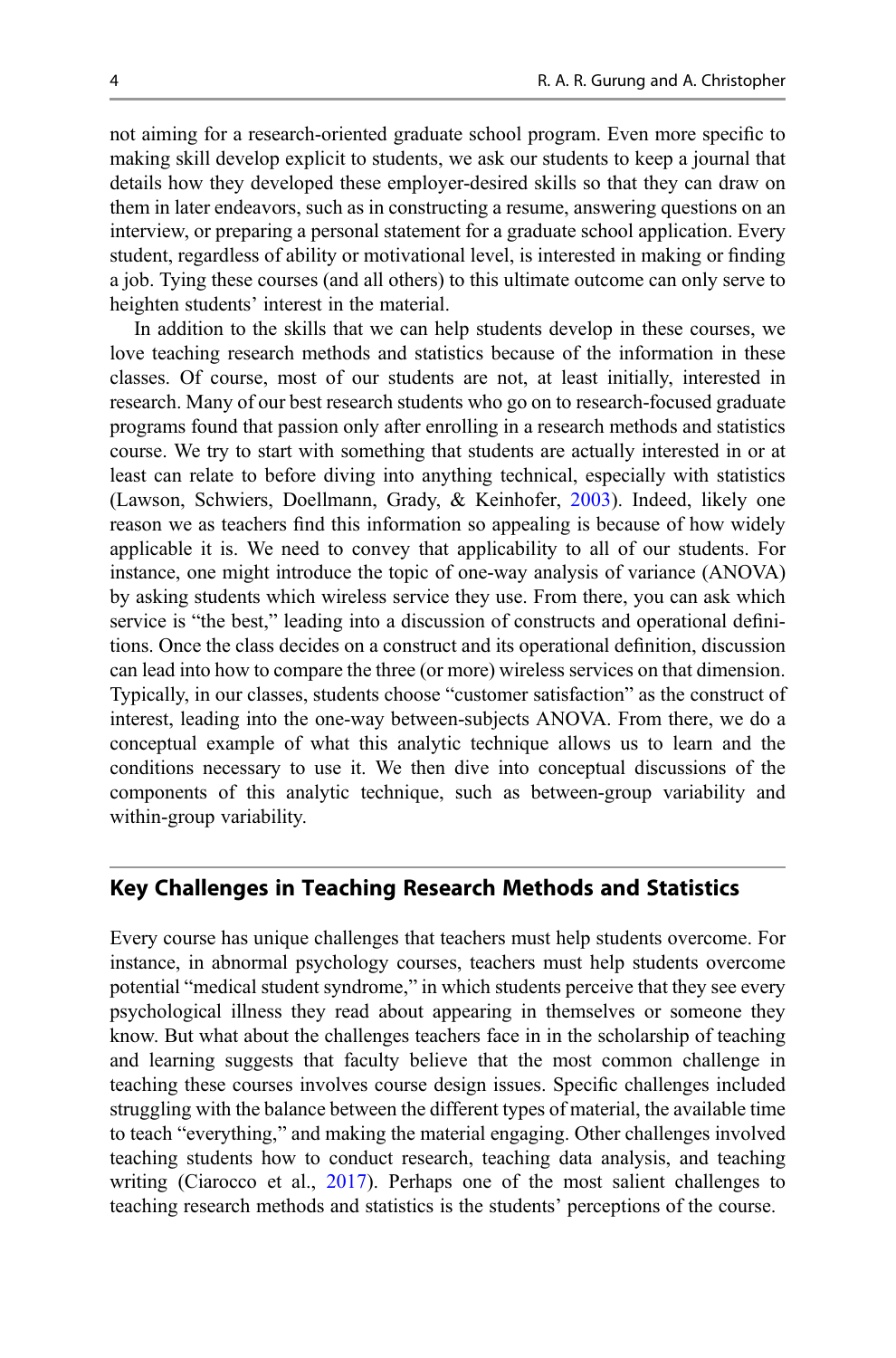not aiming for a research-oriented graduate school program. Even more specific to making skill develop explicit to students, we ask our students to keep a journal that details how they developed these employer-desired skills so that they can draw on them in later endeavors, such as in constructing a resume, answering questions on an interview, or preparing a personal statement for a graduate school application. Every student, regardless of ability or motivational level, is interested in making or finding a job. Tying these courses (and all others) to this ultimate outcome can only serve to heighten students' interest in the material.

In addition to the skills that we can help students develop in these courses, we love teaching research methods and statistics because of the information in these classes. Of course, most of our students are not, at least initially, interested in research. Many of our best research students who go on to research-focused graduate programs found that passion only after enrolling in a research methods and statistics course. We try to start with something that students are actually interested in or at least can relate to before diving into anything technical, especially with statistics (Lawson, Schwiers, Doellmann, Grady, & Keinhofer, 2003). Indeed, likely one reason we as teachers find this information so appealing is because of how widely applicable it is. We need to convey that applicability to all of our students. For instance, one might introduce the topic of one-way analysis of variance (ANOVA) by asking students which wireless service they use. From there, you can ask which service is "the best," leading into a discussion of constructs and operational definitions. Once the class decides on a construct and its operational definition, discussion can lead into how to compare the three (or more) wireless services on that dimension. Typically, in our classes, students choose "customer satisfaction" as the construct of interest, leading into the one-way between-subjects ANOVA. From there, we do a conceptual example of what this analytic technique allows us to learn and the conditions necessary to use it. We then dive into conceptual discussions of the components of this analytic technique, such as between-group variability and within-group variability.

## Key Challenges in Teaching Research Methods and Statistics

Every course has unique challenges that teachers must help students overcome. For instance, in abnormal psychology courses, teachers must help students overcome potential "medical student syndrome," in which students perceive that they see every psychological illness they read about appearing in themselves or someone they know. But what about the challenges teachers face in in the scholarship of teaching and learning suggests that faculty believe that the most common challenge in teaching these courses involves course design issues. Specific challenges included struggling with the balance between the different types of material, the available time to teach "everything," and making the material engaging. Other challenges involved teaching students how to conduct research, teaching data analysis, and teaching writing (Ciarocco et al., 2017). Perhaps one of the most salient challenges to teaching research methods and statistics is the students' perceptions of the course.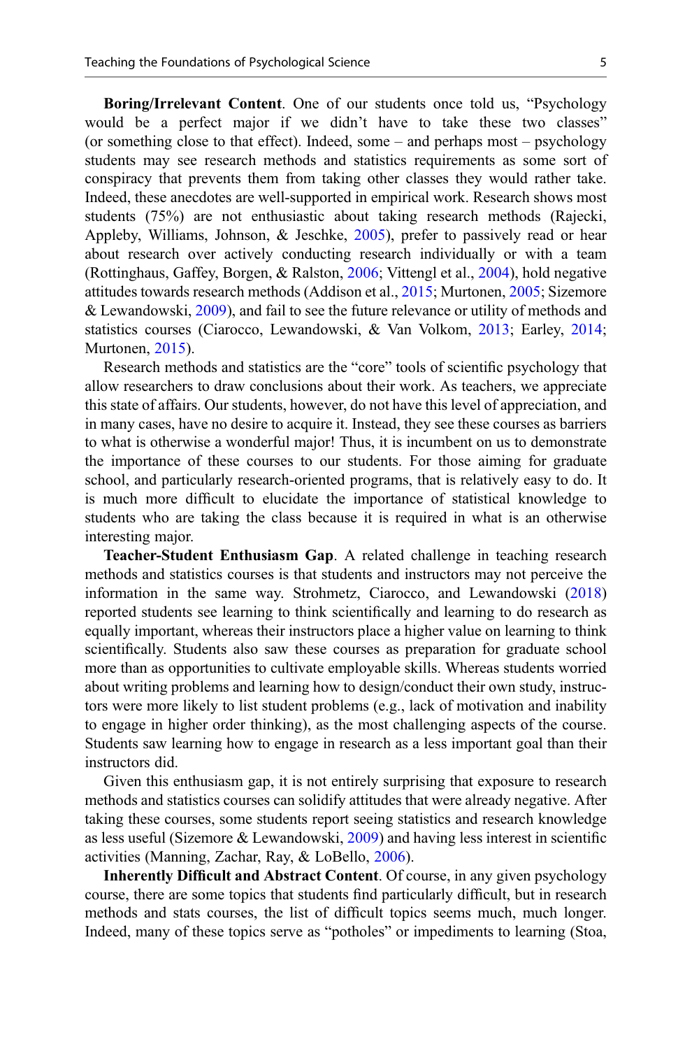**Boring/Irrelevant Content**. One of our students once told us, "Psychology would be a perfect major if we didn't have to take these two classes" (or something close to that effect). Indeed, some – and perhaps most – psychology students may see research methods and statistics requirements as some sort of conspiracy that prevents them from taking other classes they would rather take. Indeed, these anecdotes are well-supported in empirical work. Research shows most students (75%) are not enthusiastic about taking research methods (Rajecki, Appleby, Williams, Johnson, & Jeschke, 2005), prefer to passively read or hear about research over actively conducting research individually or with a team (Rottinghaus, Gaffey, Borgen, & Ralston, 2006; Vittengl et al., 2004), hold negative attitudes towards research methods (Addison et al., 2015; Murtonen, 2005; Sizemore & Lewandowski, 2009), and fail to see the future relevance or utility of methods and statistics courses (Ciarocco, Lewandowski, & Van Volkom, 2013; Earley, 2014; Murtonen, 2015).

Research methods and statistics are the "core" tools of scientific psychology that allow researchers to draw conclusions about their work. As teachers, we appreciate this state of affairs. Our students, however, do not have this level of appreciation, and in many cases, have no desire to acquire it. Instead, they see these courses as barriers to what is otherwise a wonderful major! Thus, it is incumbent on us to demonstrate the importance of these courses to our students. For those aiming for graduate school, and particularly research-oriented programs, that is relatively easy to do. It is much more difficult to elucidate the importance of statistical knowledge to students who are taking the class because it is required in what is an otherwise interesting major.

**Teacher-Student Enthusiasm Gap**. A related challenge in teaching research methods and statistics courses is that students and instructors may not perceive the information in the same way. Strohmetz, Ciarocco, and Lewandowski (2018) reported students see learning to think scientifically and learning to do research as equally important, whereas their instructors place a higher value on learning to think scientifically. Students also saw these courses as preparation for graduate school more than as opportunities to cultivate employable skills. Whereas students worried about writing problems and learning how to design/conduct their own study, instructors were more likely to list student problems (e.g., lack of motivation and inability to engage in higher order thinking), as the most challenging aspects of the course. Students saw learning how to engage in research as a less important goal than their instructors did.

Given this enthusiasm gap, it is not entirely surprising that exposure to research methods and statistics courses can solidify attitudes that were already negative. After taking these courses, some students report seeing statistics and research knowledge as less useful (Sizemore & Lewandowski, 2009) and having less interest in scientific activities (Manning, Zachar, Ray, & LoBello, 2006).

**Inherently Difficult and Abstract Content**. Of course, in any given psychology course, there are some topics that students find particularly difficult, but in research methods and stats courses, the list of difficult topics seems much, much longer. Indeed, many of these topics serve as "potholes" or impediments to learning (Stoa,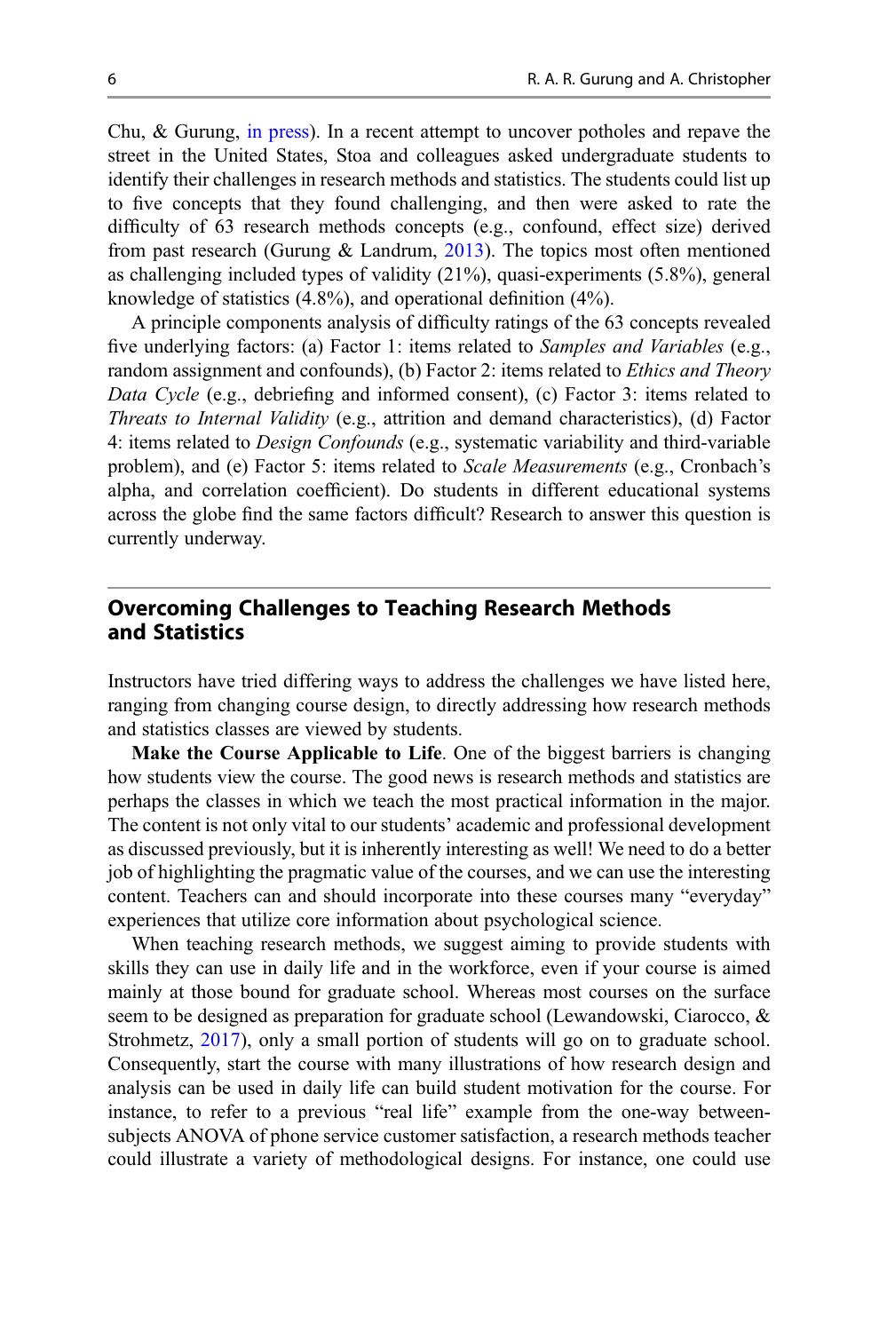Chu, & Gurung, in press). In a recent attempt to uncover potholes and repave the street in the United States, Stoa and colleagues asked undergraduate students to identify their challenges in research methods and statistics. The students could list up to five concepts that they found challenging, and then were asked to rate the difficulty of 63 research methods concepts (e.g., confound, effect size) derived from past research (Gurung & Landrum, 2013). The topics most often mentioned as challenging included types of validity (21%), quasi-experiments (5.8%), general knowledge of statistics (4.8%), and operational definition (4%).

A principle components analysis of difficulty ratings of the 63 concepts revealed five underlying factors: (a) Factor 1: items related to *Samples and Variables* (e.g., random assignment and confounds), (b) Factor 2: items related to *Ethics and Theory Data Cycle* (e.g., debriefing and informed consent), (c) Factor 3: items related to *Threats to Internal Validity* (e.g., attrition and demand characteristics), (d) Factor 4: items related to *Design Confounds* (e.g., systematic variability and third-variable problem), and (e) Factor 5: items related to *Scale Measurements* (e.g., Cronbach's alpha, and correlation coefficient). Do students in different educational systems across the globe find the same factors difficult? Research to answer this question is currently underway.

## Overcoming Challenges to Teaching Research Methods and Statistics

Instructors have tried differing ways to address the challenges we have listed here, ranging from changing course design, to directly addressing how research methods and statistics classes are viewed by students.

**Make the Course Applicable to Life**. One of the biggest barriers is changing how students view the course. The good news is research methods and statistics are perhaps the classes in which we teach the most practical information in the major. The content is not only vital to our students' academic and professional development as discussed previously, but it is inherently interesting as well! We need to do a better job of highlighting the pragmatic value of the courses, and we can use the interesting content. Teachers can and should incorporate into these courses many "everyday" experiences that utilize core information about psychological science.

When teaching research methods, we suggest aiming to provide students with skills they can use in daily life and in the workforce, even if your course is aimed mainly at those bound for graduate school. Whereas most courses on the surface seem to be designed as preparation for graduate school (Lewandowski, Ciarocco, & Strohmetz, 2017), only a small portion of students will go on to graduate school. Consequently, start the course with many illustrations of how research design and analysis can be used in daily life can build student motivation for the course. For instance, to refer to a previous "real life" example from the one-way between-subjects ANOVA of phone service customer satisfaction, a research methods teacher could illustrate a variety of methodological designs. For instance, one could use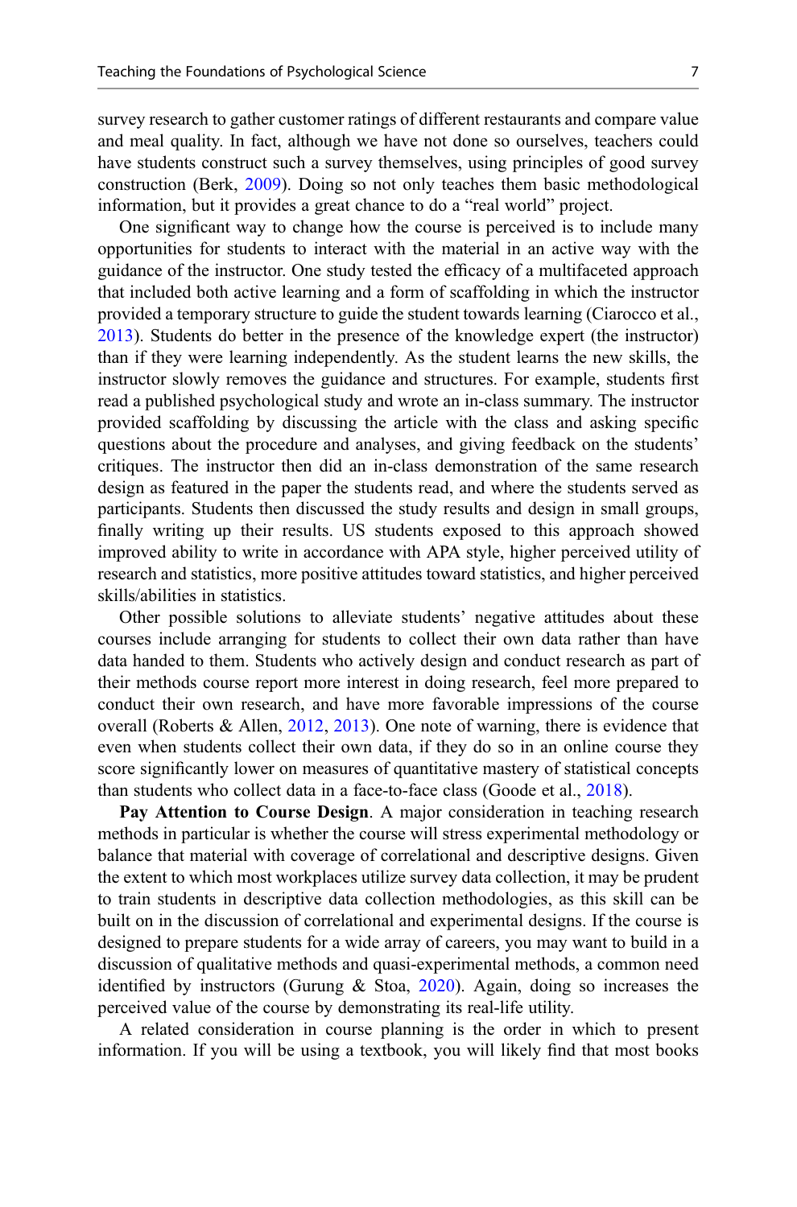survey research to gather customer ratings of different restaurants and compare value and meal quality. In fact, although we have not done so ourselves, teachers could have students construct such a survey themselves, using principles of good survey construction (Berk, 2009). Doing so not only teaches them basic methodological information, but it provides a great chance to do a "real world" project.

One significant way to change how the course is perceived is to include many opportunities for students to interact with the material in an active way with the guidance of the instructor. One study tested the efficacy of a multifaceted approach that included both active learning and a form of scaffolding in which the instructor provided a temporary structure to guide the student towards learning (Ciarocco et al., 2013). Students do better in the presence of the knowledge expert (the instructor) than if they were learning independently. As the student learns the new skills, the instructor slowly removes the guidance and structures. For example, students first read a published psychological study and wrote an in-class summary. The instructor provided scaffolding by discussing the article with the class and asking specific questions about the procedure and analyses, and giving feedback on the students' critiques. The instructor then did an in-class demonstration of the same research design as featured in the paper the students read, and where the students served as participants. Students then discussed the study results and design in small groups, finally writing up their results. US students exposed to this approach showed improved ability to write in accordance with APA style, higher perceived utility of research and statistics, more positive attitudes toward statistics, and higher perceived skills/abilities in statistics.

Other possible solutions to alleviate students' negative attitudes about these courses include arranging for students to collect their own data rather than have data handed to them. Students who actively design and conduct research as part of their methods course report more interest in doing research, feel more prepared to conduct their own research, and have more favorable impressions of the course overall (Roberts & Allen, 2012, 2013). One note of warning, there is evidence that even when students collect their own data, if they do so in an online course they score significantly lower on measures of quantitative mastery of statistical concepts than students who collect data in a face-to-face class (Goode et al., 2018).

**Pay Attention to Course Design**. A major consideration in teaching research methods in particular is whether the course will stress experimental methodology or balance that material with coverage of correlational and descriptive designs. Given the extent to which most workplaces utilize survey data collection, it may be prudent to train students in descriptive data collection methodologies, as this skill can be built on in the discussion of correlational and experimental designs. If the course is designed to prepare students for a wide array of careers, you may want to build in a discussion of qualitative methods and quasi-experimental methods, a common need identified by instructors (Gurung & Stoa, 2020). Again, doing so increases the perceived value of the course by demonstrating its real-life utility.

A related consideration in course planning is the order in which to present information. If you will be using a textbook, you will likely find that most books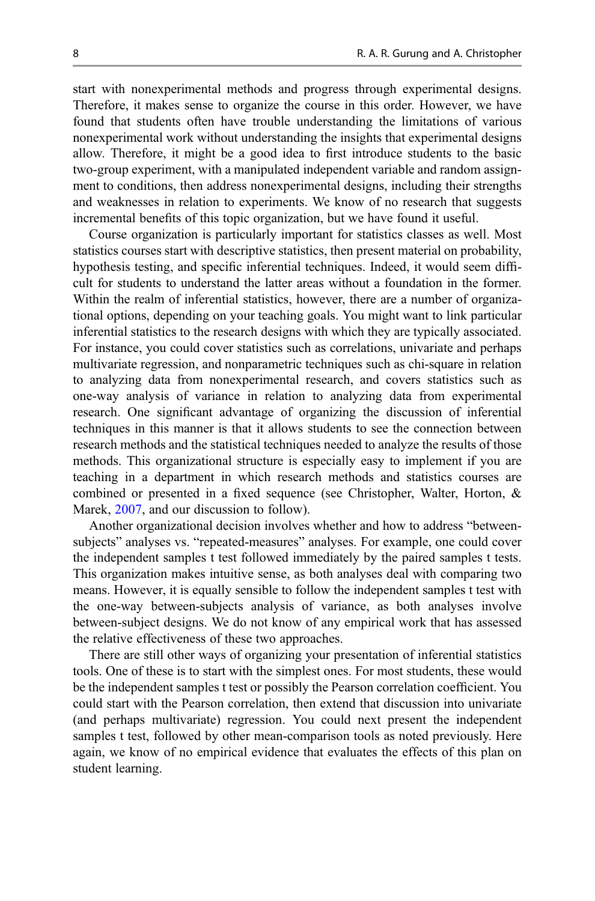start with nonexperimental methods and progress through experimental designs. Therefore, it makes sense to organize the course in this order. However, we have found that students often have trouble understanding the limitations of various nonexperimental work without understanding the insights that experimental designs allow. Therefore, it might be a good idea to first introduce students to the basic two-group experiment, with a manipulated independent variable and random assignment to conditions, then address nonexperimental designs, including their strengths and weaknesses in relation to experiments. We know of no research that suggests incremental benefits of this topic organization, but we have found it useful.

Course organization is particularly important for statistics classes as well. Most statistics courses start with descriptive statistics, then present material on probability, hypothesis testing, and specific inferential techniques. Indeed, it would seem difficult for students to understand the latter areas without a foundation in the former. Within the realm of inferential statistics, however, there are a number of organizational options, depending on your teaching goals. You might want to link particular inferential statistics to the research designs with which they are typically associated. For instance, you could cover statistics such as correlations, univariate and perhaps multivariate regression, and nonparametric techniques such as chi-square in relation to analyzing data from nonexperimental research, and covers statistics such as one-way analysis of variance in relation to analyzing data from experimental research. One significant advantage of organizing the discussion of inferential techniques in this manner is that it allows students to see the connection between research methods and the statistical techniques needed to analyze the results of those methods. This organizational structure is especially easy to implement if you are teaching in a department in which research methods and statistics courses are combined or presented in a fixed sequence (see Christopher, Walter, Horton, & Marek, 2007, and our discussion to follow).

Another organizational decision involves whether and how to address "between-subjects" analyses vs. "repeated-measures" analyses. For example, one could cover the independent samples t test followed immediately by the paired samples t tests. This organization makes intuitive sense, as both analyses deal with comparing two means. However, it is equally sensible to follow the independent samples t test with the one-way between-subjects analysis of variance, as both analyses involve between-subject designs. We do not know of any empirical work that has assessed the relative effectiveness of these two approaches.

There are still other ways of organizing your presentation of inferential statistics tools. One of these is to start with the simplest ones. For most students, these would be the independent samples t test or possibly the Pearson correlation coefficient. You could start with the Pearson correlation, then extend that discussion into univariate (and perhaps multivariate) regression. You could next present the independent samples t test, followed by other mean-comparison tools as noted previously. Here again, we know of no empirical evidence that evaluates the effects of this plan on student learning.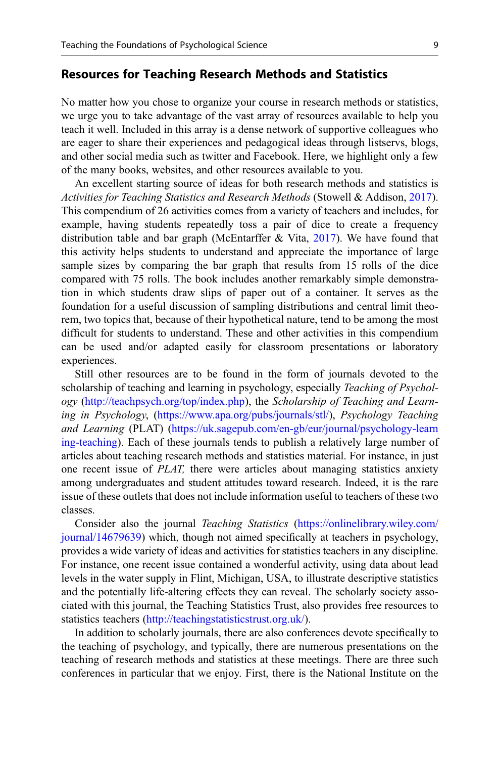## Resources for Teaching Research Methods and Statistics

No matter how you chose to organize your course in research methods or statistics, we urge you to take advantage of the vast array of resources available to help you teach it well. Included in this array is a dense network of supportive colleagues who are eager to share their experiences and pedagogical ideas through listservs, blogs, and other social media such as twitter and Facebook. Here, we highlight only a few of the many books, websites, and other resources available to you.

An excellent starting source of ideas for both research methods and statistics is *Activities for Teaching Statistics and Research Methods* (Stowell & Addison, 2017). This compendium of 26 activities comes from a variety of teachers and includes, for example, having students repeatedly toss a pair of dice to create a frequency distribution table and bar graph (McEntarffer & Vita, 2017). We have found that this activity helps students to understand and appreciate the importance of large sample sizes by comparing the bar graph that results from 15 rolls of the dice compared with 75 rolls. The book includes another remarkably simple demonstration in which students draw slips of paper out of a container. It serves as the foundation for a useful discussion of sampling distributions and central limit theorem, two topics that, because of their hypothetical nature, tend to be among the most difficult for students to understand. These and other activities in this compendium can be used and/or adapted easily for classroom presentations or laboratory experiences.

Still other resources are to be found in the form of journals devoted to the scholarship of teaching and learning in psychology, especially *Teaching of Psychology* (http://teachpsych.org/top/index.php), the *Scholarship of Teaching and Learning in Psychology*, (https://www.apa.org/pubs/journals/stl/), *Psychology Teaching and Learning* (PLAT) (https://uk.sagepub.com/en-gb/eur/journal/psychology-learning-teaching). Each of these journals tends to publish a relatively large number of articles about teaching research methods and statistics material. For instance, in just one recent issue of *PLAT,* there were articles about managing statistics anxiety among undergraduates and student attitudes toward research. Indeed, it is the rare issue of these outlets that does not include information useful to teachers of these two classes.

Consider also the journal *Teaching Statistics* (https://onlinelibrary.wiley.com/journal/14679639) which, though not aimed specifically at teachers in psychology, provides a wide variety of ideas and activities for statistics teachers in any discipline. For instance, one recent issue contained a wonderful activity, using data about lead levels in the water supply in Flint, Michigan, USA, to illustrate descriptive statistics and the potentially life-altering effects they can reveal. The scholarly society associated with this journal, the Teaching Statistics Trust, also provides free resources to statistics teachers (http://teachingstatisticstrust.org.uk/).

In addition to scholarly journals, there are also conferences devote specifically to the teaching of psychology, and typically, there are numerous presentations on the teaching of research methods and statistics at these meetings. There are three such conferences in particular that we enjoy. First, there is the National Institute on the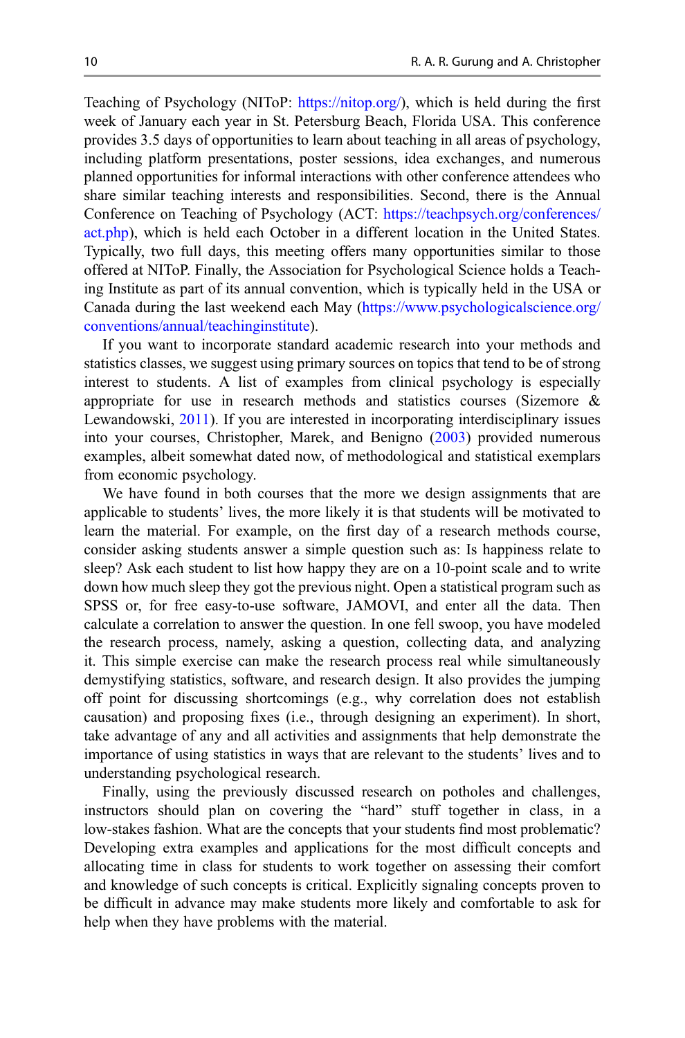Teaching of Psychology (NIToP: https://nitop.org/), which is held during the first week of January each year in St. Petersburg Beach, Florida USA. This conference provides 3.5 days of opportunities to learn about teaching in all areas of psychology, including platform presentations, poster sessions, idea exchanges, and numerous planned opportunities for informal interactions with other conference attendees who share similar teaching interests and responsibilities. Second, there is the Annual Conference on Teaching of Psychology (ACT: https://teachpsych.org/conferences/act.php), which is held each October in a different location in the United States. Typically, two full days, this meeting offers many opportunities similar to those offered at NIToP. Finally, the Association for Psychological Science holds a Teaching Institute as part of its annual convention, which is typically held in the USA or Canada during the last weekend each May (https://www.psychologicalscience.org/conventions/annual/teachinginstitute).

If you want to incorporate standard academic research into your methods and statistics classes, we suggest using primary sources on topics that tend to be of strong interest to students. A list of examples from clinical psychology is especially appropriate for use in research methods and statistics courses (Sizemore & Lewandowski, 2011). If you are interested in incorporating interdisciplinary issues into your courses, Christopher, Marek, and Benigno (2003) provided numerous examples, albeit somewhat dated now, of methodological and statistical exemplars from economic psychology.

We have found in both courses that the more we design assignments that are applicable to students' lives, the more likely it is that students will be motivated to learn the material. For example, on the first day of a research methods course, consider asking students answer a simple question such as: Is happiness relate to sleep? Ask each student to list how happy they are on a 10-point scale and to write down how much sleep they got the previous night. Open a statistical program such as SPSS or, for free easy-to-use software, JAMOVI, and enter all the data. Then calculate a correlation to answer the question. In one fell swoop, you have modeled the research process, namely, asking a question, collecting data, and analyzing it. This simple exercise can make the research process real while simultaneously demystifying statistics, software, and research design. It also provides the jumping off point for discussing shortcomings (e.g., why correlation does not establish causation) and proposing fixes (i.e., through designing an experiment). In short, take advantage of any and all activities and assignments that help demonstrate the importance of using statistics in ways that are relevant to the students' lives and to understanding psychological research.

Finally, using the previously discussed research on potholes and challenges, instructors should plan on covering the "hard" stuff together in class, in a low-stakes fashion. What are the concepts that your students find most problematic? Developing extra examples and applications for the most difficult concepts and allocating time in class for students to work together on assessing their comfort and knowledge of such concepts is critical. Explicitly signaling concepts proven to be difficult in advance may make students more likely and comfortable to ask for help when they have problems with the material.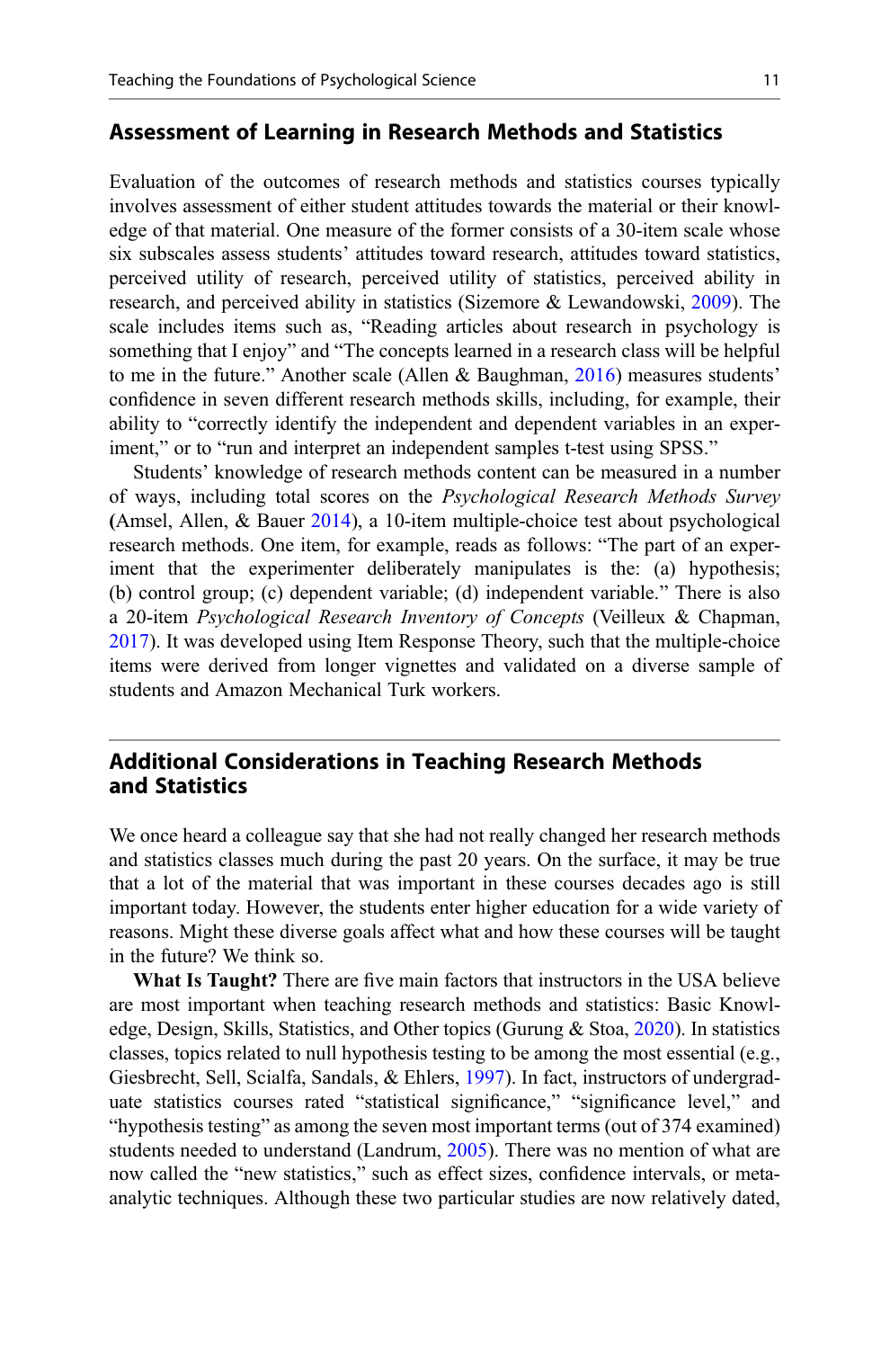## Assessment of Learning in Research Methods and Statistics

Evaluation of the outcomes of research methods and statistics courses typically involves assessment of either student attitudes towards the material or their knowledge of that material. One measure of the former consists of a 30-item scale whose six subscales assess students' attitudes toward research, attitudes toward statistics, perceived utility of research, perceived utility of statistics, perceived ability in research, and perceived ability in statistics (Sizemore & Lewandowski, 2009). The scale includes items such as, "Reading articles about research in psychology is something that I enjoy" and "The concepts learned in a research class will be helpful to me in the future." Another scale (Allen & Baughman, 2016) measures students' confidence in seven different research methods skills, including, for example, their ability to "correctly identify the independent and dependent variables in an experiment," or to "run and interpret an independent samples t-test using SPSS."

Students' knowledge of research methods content can be measured in a number of ways, including total scores on the *Psychological Research Methods Survey* (Amsel, Allen, & Bauer 2014), a 10-item multiple-choice test about psychological research methods. One item, for example, reads as follows: "The part of an experiment that the experimenter deliberately manipulates is the: (a) hypothesis; (b) control group; (c) dependent variable; (d) independent variable." There is also a 20-item *Psychological Research Inventory of Concepts* (Veilleux & Chapman, 2017). It was developed using Item Response Theory, such that the multiple-choice items were derived from longer vignettes and validated on a diverse sample of students and Amazon Mechanical Turk workers.

## Additional Considerations in Teaching Research Methods and Statistics

We once heard a colleague say that she had not really changed her research methods and statistics classes much during the past 20 years. On the surface, it may be true that a lot of the material that was important in these courses decades ago is still important today. However, the students enter higher education for a wide variety of reasons. Might these diverse goals affect what and how these courses will be taught in the future? We think so.

**What Is Taught?** There are five main factors that instructors in the USA believe are most important when teaching research methods and statistics: Basic Knowledge, Design, Skills, Statistics, and Other topics (Gurung & Stoa, 2020). In statistics classes, topics related to null hypothesis testing to be among the most essential (e.g., Giesbrecht, Sell, Scialfa, Sandals, & Ehlers, 1997). In fact, instructors of undergraduate statistics courses rated "statistical significance," "significance level," and "hypothesis testing" as among the seven most important terms (out of 374 examined) students needed to understand (Landrum, 2005). There was no mention of what are now called the "new statistics," such as effect sizes, confidence intervals, or meta-analytic techniques. Although these two particular studies are now relatively dated,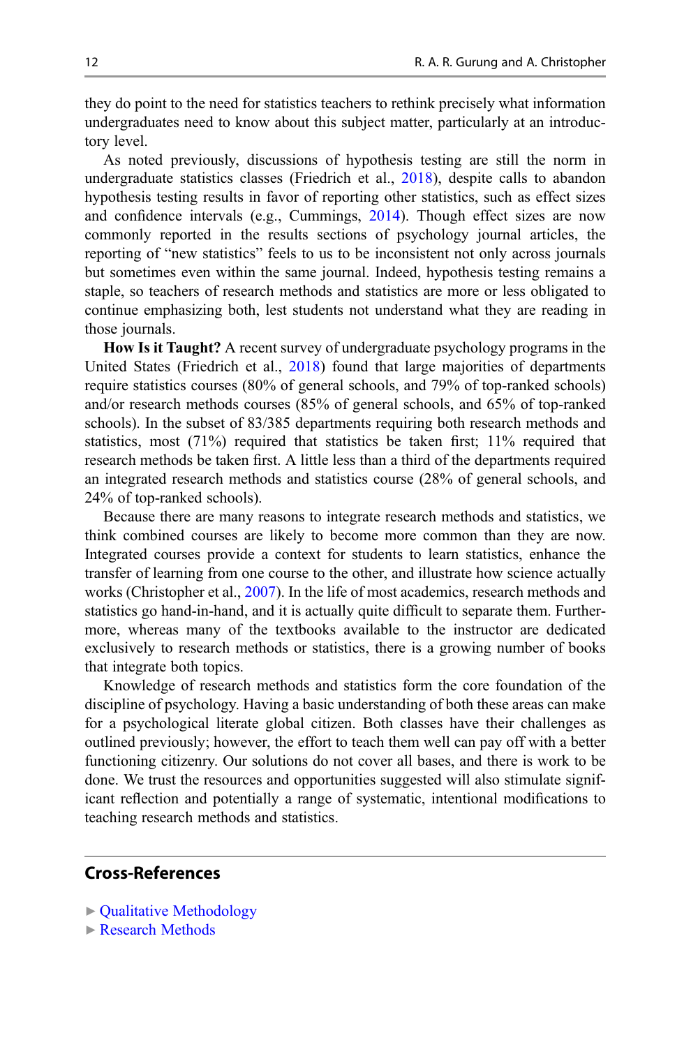they do point to the need for statistics teachers to rethink precisely what information undergraduates need to know about this subject matter, particularly at an introductory level.

As noted previously, discussions of hypothesis testing are still the norm in undergraduate statistics classes (Friedrich et al., 2018), despite calls to abandon hypothesis testing results in favor of reporting other statistics, such as effect sizes and confidence intervals (e.g., Cummings, 2014). Though effect sizes are now commonly reported in the results sections of psychology journal articles, the reporting of "new statistics" feels to us to be inconsistent not only across journals but sometimes even within the same journal. Indeed, hypothesis testing remains a staple, so teachers of research methods and statistics are more or less obligated to continue emphasizing both, lest students not understand what they are reading in those journals.

**How Is it Taught?** A recent survey of undergraduate psychology programs in the United States (Friedrich et al., 2018) found that large majorities of departments require statistics courses (80% of general schools, and 79% of top-ranked schools) and/or research methods courses (85% of general schools, and 65% of top-ranked schools). In the subset of 83/385 departments requiring both research methods and statistics, most (71%) required that statistics be taken first; 11% required that research methods be taken first. A little less than a third of the departments required an integrated research methods and statistics course (28% of general schools, and 24% of top-ranked schools).

Because there are many reasons to integrate research methods and statistics, we think combined courses are likely to become more common than they are now. Integrated courses provide a context for students to learn statistics, enhance the transfer of learning from one course to the other, and illustrate how science actually works (Christopher et al., 2007). In the life of most academics, research methods and statistics go hand-in-hand, and it is actually quite difficult to separate them. Furthermore, whereas many of the textbooks available to the instructor are dedicated exclusively to research methods or statistics, there is a growing number of books that integrate both topics.

Knowledge of research methods and statistics form the core foundation of the discipline of psychology. Having a basic understanding of both these areas can make for a psychological literate global citizen. Both classes have their challenges as outlined previously; however, the effort to teach them well can pay off with a better functioning citizenry. Our solutions do not cover all bases, and there is work to be done. We trust the resources and opportunities suggested will also stimulate significant reflection and potentially a range of systematic, intentional modifications to teaching research methods and statistics.

## Cross-References

- ► Qualitative Methodology
- ► Research Methods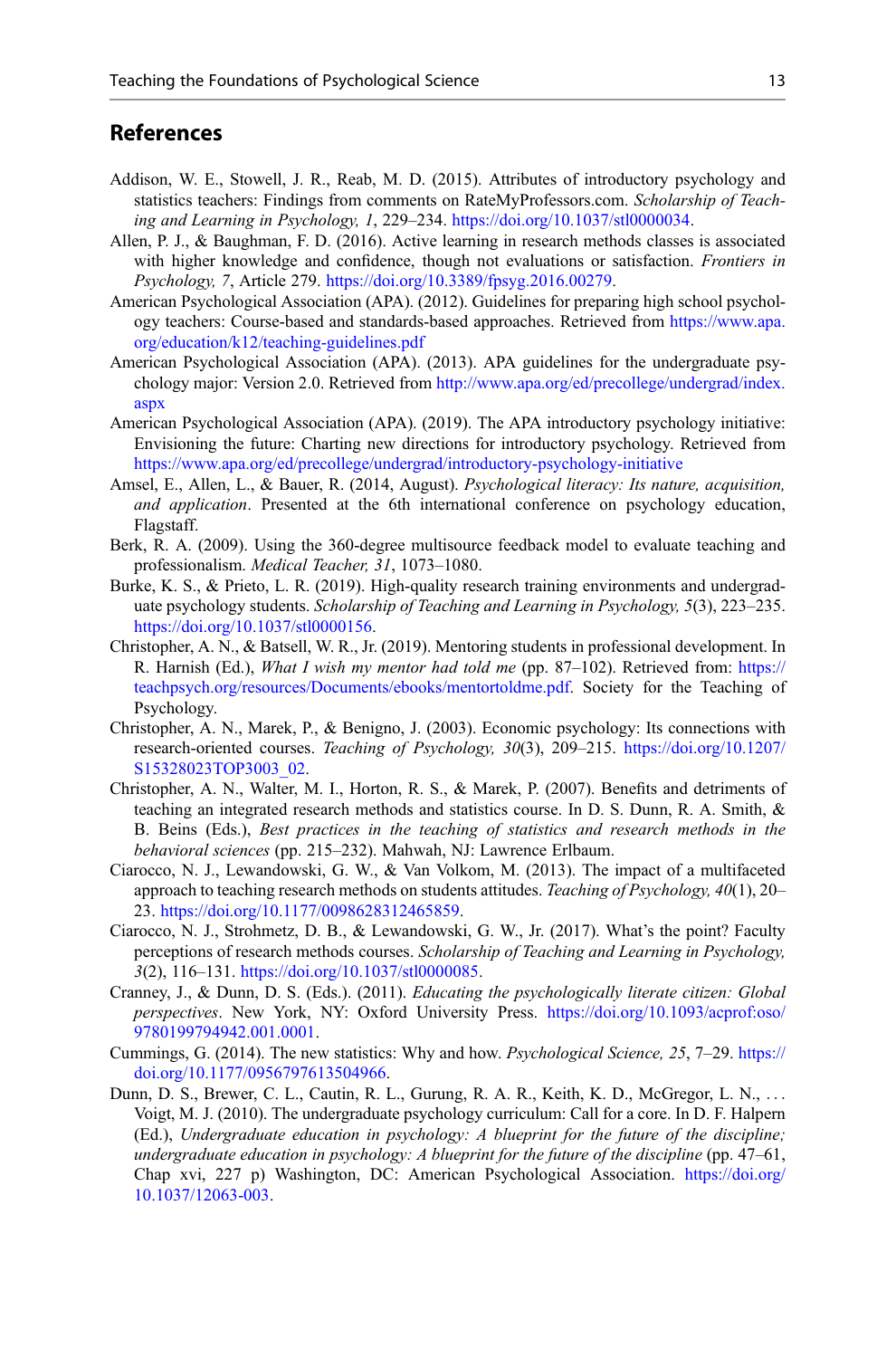## References

Addison, W. E., Stowell, J. R., Reab, M. D. (2015). Attributes of introductory psychology and statistics teachers: Findings from comments on RateMyProfessors.com. *Scholarship of Teaching and Learning in Psychology, 1*, 229–234. https://doi.org/10.1037/stl0000034.

Allen, P. J., & Baughman, F. D. (2016). Active learning in research methods classes is associated with higher knowledge and confidence, though not evaluations or satisfaction. *Frontiers in Psychology, 7*, Article 279. https://doi.org/10.3389/fpsyg.2016.00279.

American Psychological Association (APA). (2012). Guidelines for preparing high school psychology teachers: Course-based and standards-based approaches. Retrieved from https://www.apa.org/education/k12/teaching-guidelines.pdf

American Psychological Association (APA). (2013). APA guidelines for the undergraduate psychology major: Version 2.0. Retrieved from http://www.apa.org/ed/precollege/undergrad/index.aspx

American Psychological Association (APA). (2019). The APA introductory psychology initiative: Envisioning the future: Charting new directions for introductory psychology. Retrieved from https://www.apa.org/ed/precollege/undergrad/introductory-psychology-initiative

Amsel, E., Allen, L., & Bauer, R. (2014, August). *Psychological literacy: Its nature, acquisition, and application*. Presented at the 6th international conference on psychology education, Flagstaff.

Berk, R. A. (2009). Using the 360-degree multisource feedback model to evaluate teaching and professionalism. *Medical Teacher, 31*, 1073–1080.

Burke, K. S., & Prieto, L. R. (2019). High-quality research training environments and undergraduate psychology students. *Scholarship of Teaching and Learning in Psychology, 5*(3), 223–235. https://doi.org/10.1037/stl0000156.

Christopher, A. N., & Batsell, W. R., Jr. (2019). Mentoring students in professional development. In R. Harnish (Ed.), *What I wish my mentor had told me* (pp. 87–102). Retrieved from: https://teachpsych.org/resources/Documents/ebooks/mentortoldme.pdf. Society for the Teaching of Psychology.

Christopher, A. N., Marek, P., & Benigno, J. (2003). Economic psychology: Its connections with research-oriented courses. *Teaching of Psychology, 30*(3), 209–215. https://doi.org/10.1207/S15328023TOP3003_02.

Christopher, A. N., Walter, M. I., Horton, R. S., & Marek, P. (2007). Benefits and detriments of teaching an integrated research methods and statistics course. In D. S. Dunn, R. A. Smith, & B. Beins (Eds.), *Best practices in the teaching of statistics and research methods in the behavioral sciences* (pp. 215–232). Mahwah, NJ: Lawrence Erlbaum.

Ciarocco, N. J., Lewandowski, G. W., & Van Volkom, M. (2013). The impact of a multifaceted approach to teaching research methods on students attitudes. *Teaching of Psychology, 40*(1), 20–23. https://doi.org/10.1177/0098628312465859.

Ciarocco, N. J., Strohmetz, D. B., & Lewandowski, G. W., Jr. (2017). What's the point? Faculty perceptions of research methods courses. *Scholarship of Teaching and Learning in Psychology, 3*(2), 116–131. https://doi.org/10.1037/stl0000085.

Cranney, J., & Dunn, D. S. (Eds.). (2011). *Educating the psychologically literate citizen: Global perspectives*. New York, NY: Oxford University Press. https://doi.org/10.1093/acprof:oso/9780199794942.001.0001.

Cummings, G. (2014). The new statistics: Why and how. *Psychological Science, 25*, 7–29. https://doi.org/10.1177/0956797613504966.

Dunn, D. S., Brewer, C. L., Cautin, R. L., Gurung, R. A. R., Keith, K. D., McGregor, L. N., . . . Voigt, M. J. (2010). The undergraduate psychology curriculum: Call for a core. In D. F. Halpern (Ed.), *Undergraduate education in psychology: A blueprint for the future of the discipline; undergraduate education in psychology: A blueprint for the future of the discipline* (pp. 47–61, Chap xvi, 227 p) Washington, DC: American Psychological Association. https://doi.org/10.1037/12063-003.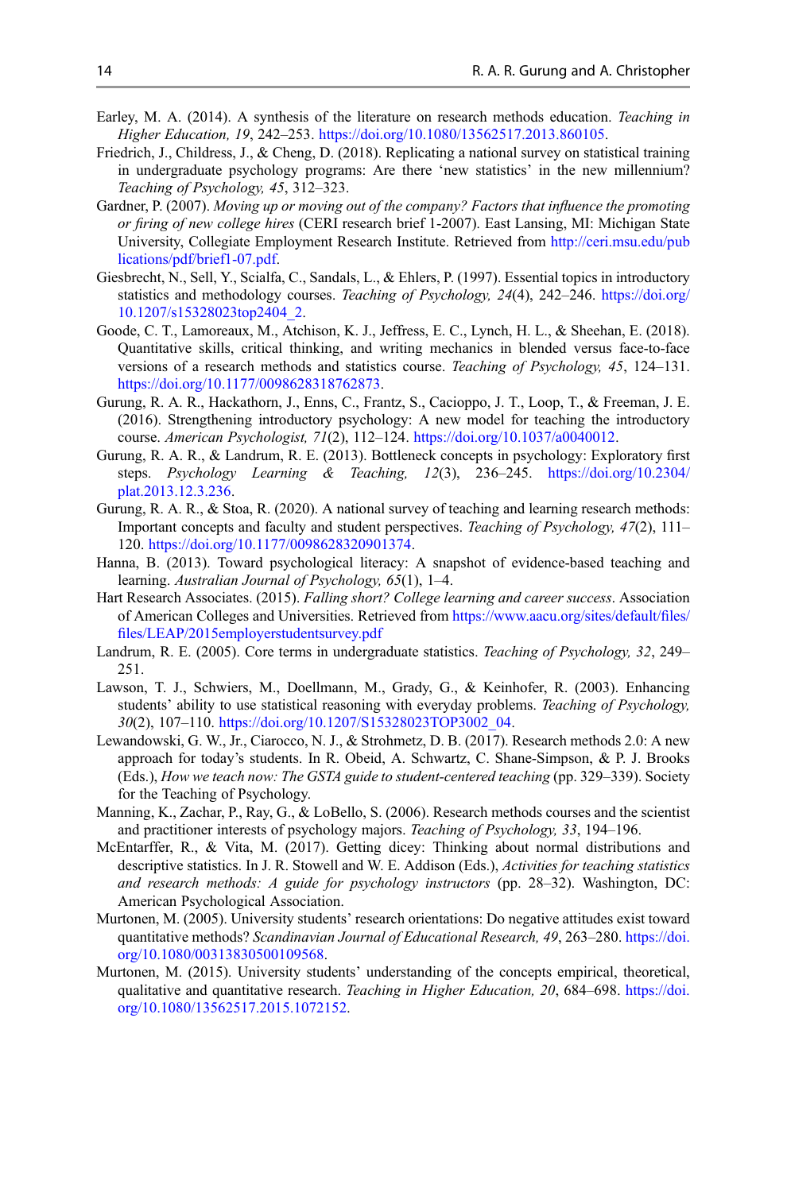Earley, M. A. (2014). A synthesis of the literature on research methods education. *Teaching in Higher Education, 19*, 242–253. https://doi.org/10.1080/13562517.2013.860105.

Friedrich, J., Childress, J., & Cheng, D. (2018). Replicating a national survey on statistical training in undergraduate psychology programs: Are there 'new statistics' in the new millennium? *Teaching of Psychology, 45*, 312–323.

Gardner, P. (2007). *Moving up or moving out of the company? Factors that influence the promoting or firing of new college hires* (CERI research brief 1-2007). East Lansing, MI: Michigan State University, Collegiate Employment Research Institute. Retrieved from http://ceri.msu.edu/publications/pdf/brief1-07.pdf.

Giesbrecht, N., Sell, Y., Scialfa, C., Sandals, L., & Ehlers, P. (1997). Essential topics in introductory statistics and methodology courses. *Teaching of Psychology, 24*(4), 242–246. https://doi.org/10.1207/s15328023top2404_2.

Goode, C. T., Lamoreaux, M., Atchison, K. J., Jeffress, E. C., Lynch, H. L., & Sheehan, E. (2018). Quantitative skills, critical thinking, and writing mechanics in blended versus face-to-face versions of a research methods and statistics course. *Teaching of Psychology, 45*, 124–131. https://doi.org/10.1177/0098628318762873.

Gurung, R. A. R., Hackathorn, J., Enns, C., Frantz, S., Cacioppo, J. T., Loop, T., & Freeman, J. E. (2016). Strengthening introductory psychology: A new model for teaching the introductory course. *American Psychologist, 71*(2), 112–124. https://doi.org/10.1037/a0040012.

Gurung, R. A. R., & Landrum, R. E. (2013). Bottleneck concepts in psychology: Exploratory first steps. *Psychology Learning & Teaching, 12*(3), 236–245. https://doi.org/10.2304/plat.2013.12.3.236.

Gurung, R. A. R., & Stoa, R. (2020). A national survey of teaching and learning research methods: Important concepts and faculty and student perspectives. *Teaching of Psychology, 47*(2), 111–120. https://doi.org/10.1177/0098628320901374.

Hanna, B. (2013). Toward psychological literacy: A snapshot of evidence-based teaching and learning. *Australian Journal of Psychology, 65*(1), 1–4.

Hart Research Associates. (2015). *Falling short? College learning and career success*. Association of American Colleges and Universities. Retrieved from https://www.aacu.org/sites/default/files/files/LEAP/2015employerstudentsurvey.pdf

Landrum, R. E. (2005). Core terms in undergraduate statistics. *Teaching of Psychology, 32*, 249–251.

Lawson, T. J., Schwiers, M., Doellmann, M., Grady, G., & Keinhofer, R. (2003). Enhancing students' ability to use statistical reasoning with everyday problems. *Teaching of Psychology, 30*(2), 107–110. https://doi.org/10.1207/S15328023TOP3002_04.

Lewandowski, G. W., Jr., Ciarocco, N. J., & Strohmetz, D. B. (2017). Research methods 2.0: A new approach for today's students. In R. Obeid, A. Schwartz, C. Shane-Simpson, & P. J. Brooks (Eds.), *How we teach now: The GSTA guide to student-centered teaching* (pp. 329–339). Society for the Teaching of Psychology.

Manning, K., Zachar, P., Ray, G., & LoBello, S. (2006). Research methods courses and the scientist and practitioner interests of psychology majors. *Teaching of Psychology, 33*, 194–196.

McEntarffer, R., & Vita, M. (2017). Getting dicey: Thinking about normal distributions and descriptive statistics. In J. R. Stowell and W. E. Addison (Eds.), *Activities for teaching statistics and research methods: A guide for psychology instructors* (pp. 28–32). Washington, DC: American Psychological Association.

Murtonen, M. (2005). University students' research orientations: Do negative attitudes exist toward quantitative methods? *Scandinavian Journal of Educational Research, 49*, 263–280. https://doi.org/10.1080/00313830500109568.

Murtonen, M. (2015). University students' understanding of the concepts empirical, theoretical, qualitative and quantitative research. *Teaching in Higher Education, 20*, 684–698. https://doi.org/10.1080/13562517.2015.1072152.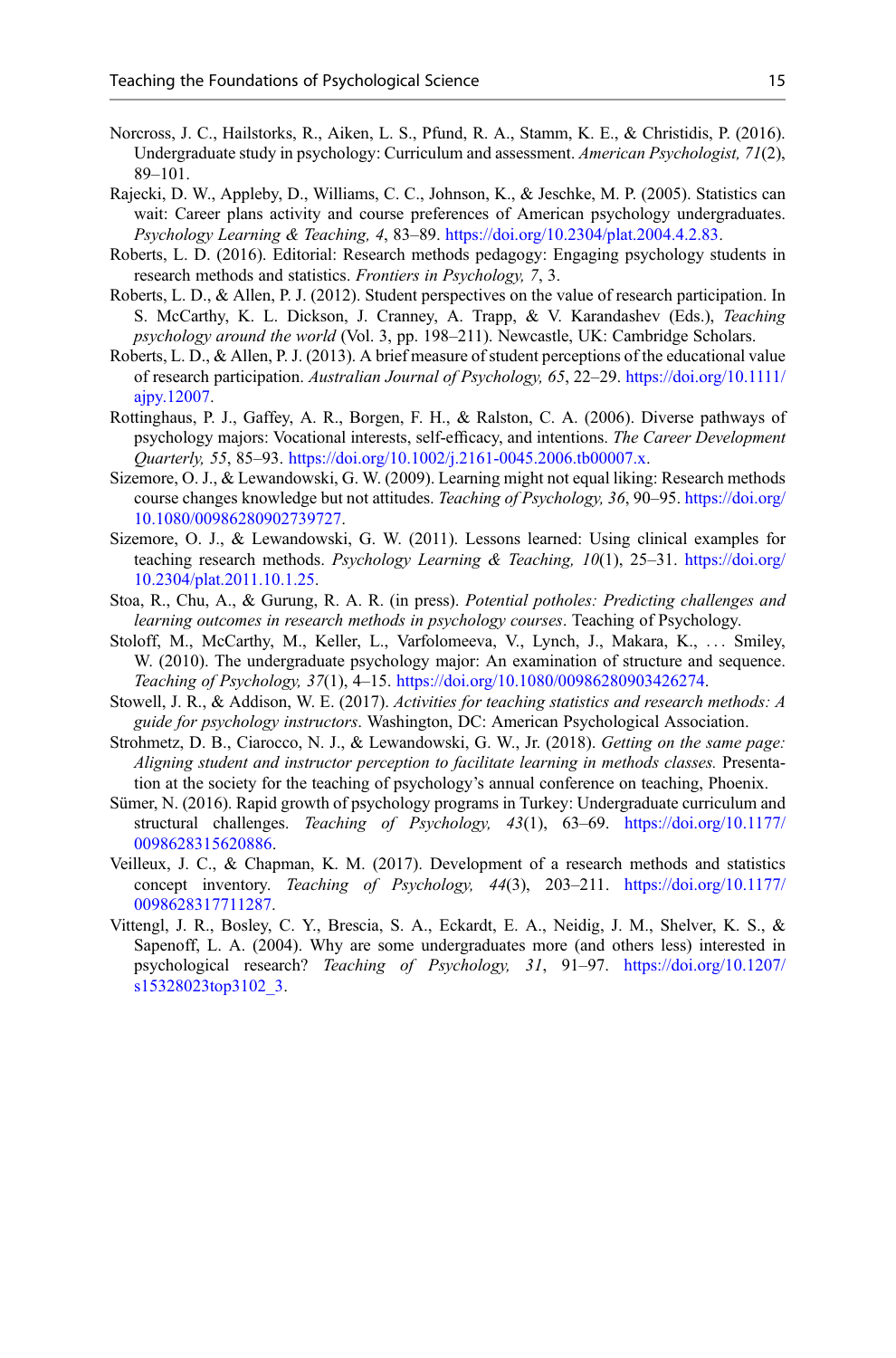Norcross, J. C., Hailstorks, R., Aiken, L. S., Pfund, R. A., Stamm, K. E., & Christidis, P. (2016). Undergraduate study in psychology: Curriculum and assessment. *American Psychologist, 71*(2), 89–101.

Rajecki, D. W., Appleby, D., Williams, C. C., Johnson, K., & Jeschke, M. P. (2005). Statistics can wait: Career plans activity and course preferences of American psychology undergraduates. *Psychology Learning & Teaching, 4*, 83–89. https://doi.org/10.2304/plat.2004.4.2.83.

Roberts, L. D. (2016). Editorial: Research methods pedagogy: Engaging psychology students in research methods and statistics. *Frontiers in Psychology, 7*, 3.

Roberts, L. D., & Allen, P. J. (2012). Student perspectives on the value of research participation. In S. McCarthy, K. L. Dickson, J. Cranney, A. Trapp, & V. Karandashev (Eds.), *Teaching psychology around the world* (Vol. 3, pp. 198–211). Newcastle, UK: Cambridge Scholars.

Roberts, L. D., & Allen, P. J. (2013). A brief measure of student perceptions of the educational value of research participation. *Australian Journal of Psychology, 65*, 22–29. https://doi.org/10.1111/ajpy.12007.

Rottinghaus, P. J., Gaffey, A. R., Borgen, F. H., & Ralston, C. A. (2006). Diverse pathways of psychology majors: Vocational interests, self-efficacy, and intentions. *The Career Development Quarterly, 55*, 85–93. https://doi.org/10.1002/j.2161-0045.2006.tb00007.x.

Sizemore, O. J., & Lewandowski, G. W. (2009). Learning might not equal liking: Research methods course changes knowledge but not attitudes. *Teaching of Psychology, 36*, 90–95. https://doi.org/10.1080/00986280902739727.

Sizemore, O. J., & Lewandowski, G. W. (2011). Lessons learned: Using clinical examples for teaching research methods. *Psychology Learning & Teaching, 10*(1), 25–31. https://doi.org/10.2304/plat.2011.10.1.25.

Stoa, R., Chu, A., & Gurung, R. A. R. (in press). *Potential potholes: Predicting challenges and learning outcomes in research methods in psychology courses*. Teaching of Psychology.

Stoloff, M., McCarthy, M., Keller, L., Varfolomeeva, V., Lynch, J., Makara, K., … Smiley, W. (2010). The undergraduate psychology major: An examination of structure and sequence. *Teaching of Psychology, 37*(1), 4–15. https://doi.org/10.1080/00986280903426274.

Stowell, J. R., & Addison, W. E. (2017). *Activities for teaching statistics and research methods: A guide for psychology instructors*. Washington, DC: American Psychological Association.

Strohmetz, D. B., Ciarocco, N. J., & Lewandowski, G. W., Jr. (2018). *Getting on the same page: Aligning student and instructor perception to facilitate learning in methods classes.* Presentation at the society for the teaching of psychology's annual conference on teaching, Phoenix.

Sümer, N. (2016). Rapid growth of psychology programs in Turkey: Undergraduate curriculum and structural challenges. *Teaching of Psychology, 43*(1), 63–69. https://doi.org/10.1177/0098628315620886.

Veilleux, J. C., & Chapman, K. M. (2017). Development of a research methods and statistics concept inventory. *Teaching of Psychology, 44*(3), 203–211. https://doi.org/10.1177/0098628317711287.

Vittengl, J. R., Bosley, C. Y., Brescia, S. A., Eckardt, E. A., Neidig, J. M., Shelver, K. S., & Sapenoff, L. A. (2004). Why are some undergraduates more (and others less) interested in psychological research? *Teaching of Psychology, 31*, 91–97. https://doi.org/10.1207/s15328023top3102_3.